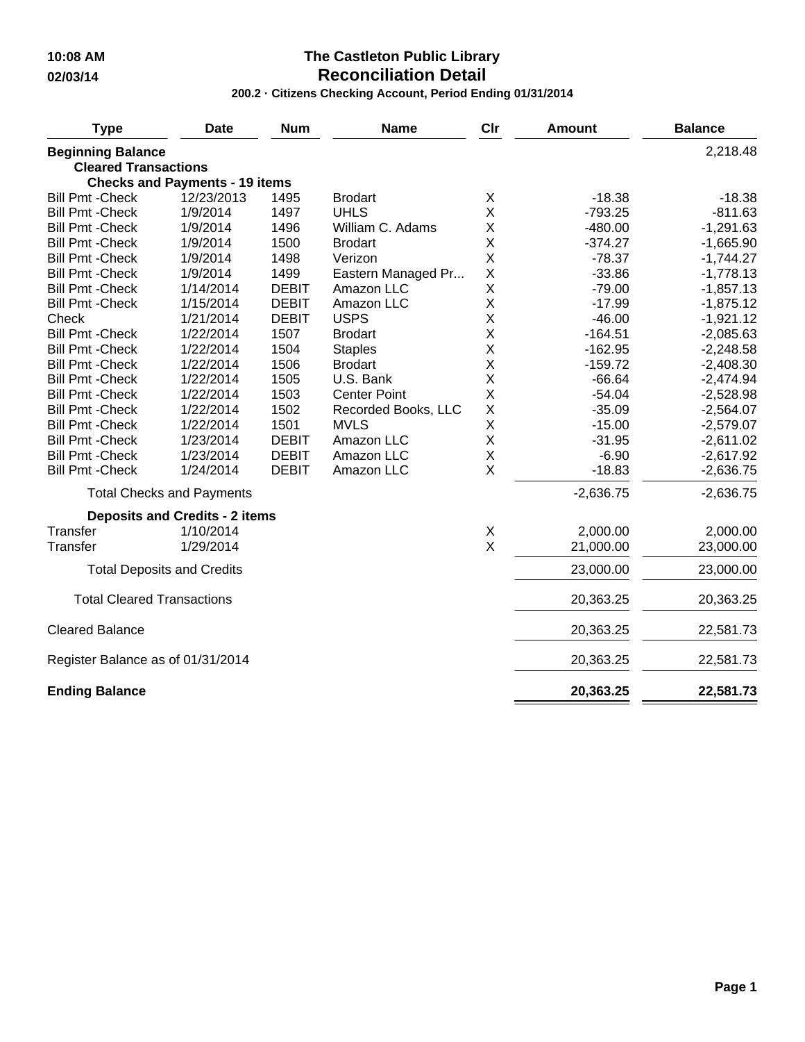10:08 AM

02/03/14

# The Castleton Public Library
## Reconciliation Detail
### 200.2 · Citizens Checking Account, Period Ending 01/31/2014

| Type | Date | Num | Name | Clr | Amount | Balance |
|---|---|---|---|---|---|---|
| **Beginning Balance** | | | | | | 2,218.48 |
| **Cleared Transactions** | | | | | | |
| **Checks and Payments - 19 items** | | | | | | |
| Bill Pmt -Check | 12/23/2013 | 1495 | Brodart | X | -18.38 | -18.38 |
| Bill Pmt -Check | 1/9/2014 | 1497 | UHLS | X | -793.25 | -811.63 |
| Bill Pmt -Check | 1/9/2014 | 1496 | William C. Adams | X | -480.00 | -1,291.63 |
| Bill Pmt -Check | 1/9/2014 | 1500 | Brodart | X | -374.27 | -1,665.90 |
| Bill Pmt -Check | 1/9/2014 | 1498 | Verizon | X | -78.37 | -1,744.27 |
| Bill Pmt -Check | 1/9/2014 | 1499 | Eastern Managed Pr... | X | -33.86 | -1,778.13 |
| Bill Pmt -Check | 1/14/2014 | DEBIT | Amazon LLC | X | -79.00 | -1,857.13 |
| Bill Pmt -Check | 1/15/2014 | DEBIT | Amazon LLC | X | -17.99 | -1,875.12 |
| Check | 1/21/2014 | DEBIT | USPS | X | -46.00 | -1,921.12 |
| Bill Pmt -Check | 1/22/2014 | 1507 | Brodart | X | -164.51 | -2,085.63 |
| Bill Pmt -Check | 1/22/2014 | 1504 | Staples | X | -162.95 | -2,248.58 |
| Bill Pmt -Check | 1/22/2014 | 1506 | Brodart | X | -159.72 | -2,408.30 |
| Bill Pmt -Check | 1/22/2014 | 1505 | U.S. Bank | X | -66.64 | -2,474.94 |
| Bill Pmt -Check | 1/22/2014 | 1503 | Center Point | X | -54.04 | -2,528.98 |
| Bill Pmt -Check | 1/22/2014 | 1502 | Recorded Books, LLC | X | -35.09 | -2,564.07 |
| Bill Pmt -Check | 1/22/2014 | 1501 | MVLS | X | -15.00 | -2,579.07 |
| Bill Pmt -Check | 1/23/2014 | DEBIT | Amazon LLC | X | -31.95 | -2,611.02 |
| Bill Pmt -Check | 1/23/2014 | DEBIT | Amazon LLC | X | -6.90 | -2,617.92 |
| Bill Pmt -Check | 1/24/2014 | DEBIT | Amazon LLC | X | -18.83 | -2,636.75 |
| Total Checks and Payments | | | | | -2,636.75 | -2,636.75 |
| **Deposits and Credits - 2 items** | | | | | | |
| Transfer | 1/10/2014 | | | X | 2,000.00 | 2,000.00 |
| Transfer | 1/29/2014 | | | X | 21,000.00 | 23,000.00 |
| Total Deposits and Credits | | | | | 23,000.00 | 23,000.00 |
| Total Cleared Transactions | | | | | 20,363.25 | 20,363.25 |
| Cleared Balance | | | | | 20,363.25 | 22,581.73 |
| Register Balance as of 01/31/2014 | | | | | 20,363.25 | 22,581.73 |
| **Ending Balance** | | | | | **20,363.25** | **22,581.73** |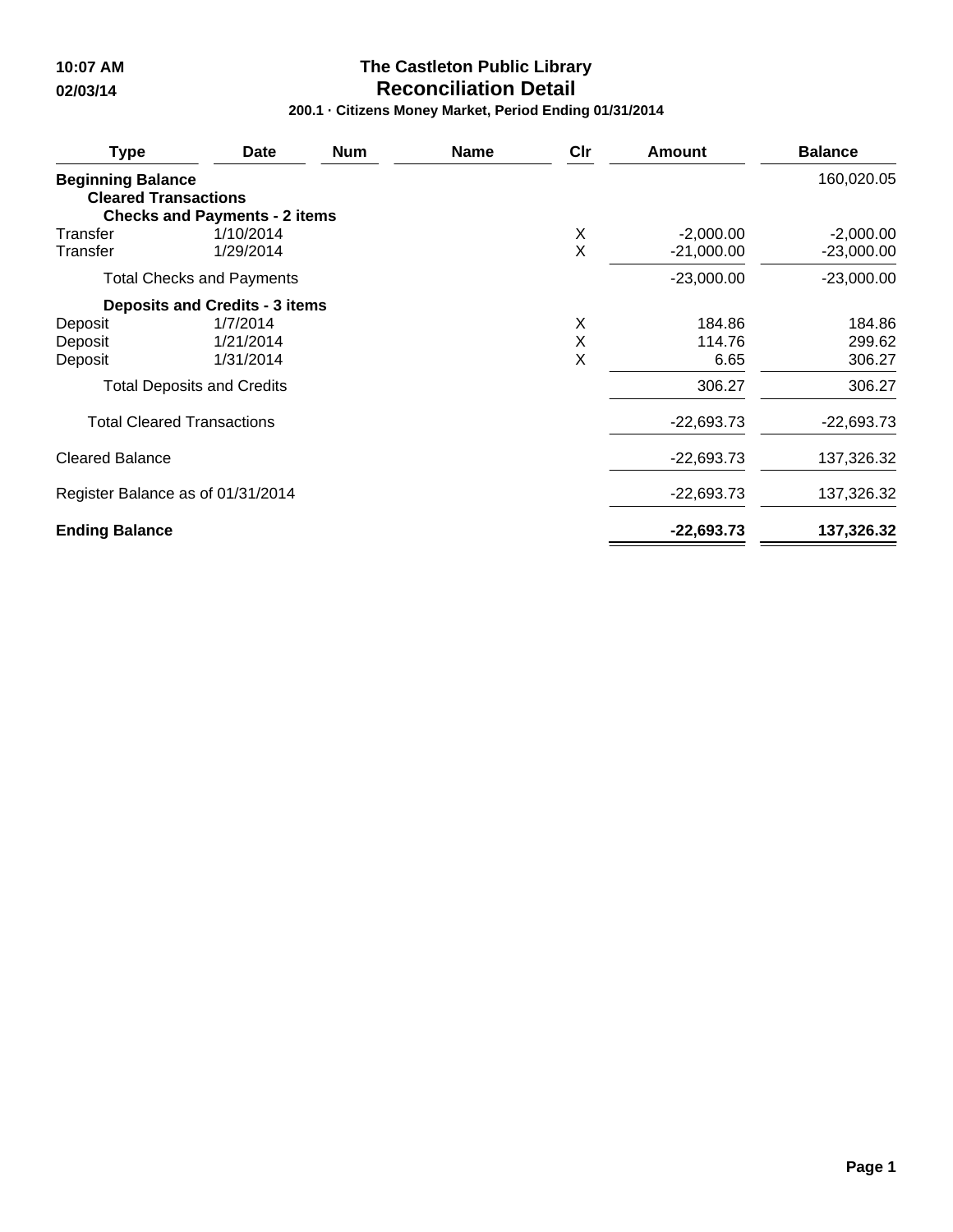10:07 AM

02/03/14

# The Castleton Public Library
## Reconciliation Detail
### 200.1 · Citizens Money Market, Period Ending 01/31/2014

| Type | Date | Num | Name | Clr | Amount | Balance |
|---|---|---|---|---|---|---|
| **Beginning Balance** | | | | | | 160,020.05 |
| **Cleared Transactions** | | | | | | |
| **Checks and Payments - 2 items** | | | | | | |
| Transfer | 1/10/2014 | | | X | -2,000.00 | -2,000.00 |
| Transfer | 1/29/2014 | | | X | -21,000.00 | -23,000.00 |
| Total Checks and Payments | | | | | -23,000.00 | -23,000.00 |
| **Deposits and Credits - 3 items** | | | | | | |
| Deposit | 1/7/2014 | | | X | 184.86 | 184.86 |
| Deposit | 1/21/2014 | | | X | 114.76 | 299.62 |
| Deposit | 1/31/2014 | | | X | 6.65 | 306.27 |
| Total Deposits and Credits | | | | | 306.27 | 306.27 |
| Total Cleared Transactions | | | | | -22,693.73 | -22,693.73 |
| Cleared Balance | | | | | -22,693.73 | 137,326.32 |
| Register Balance as of 01/31/2014 | | | | | -22,693.73 | 137,326.32 |
| **Ending Balance** | | | | | **-22,693.73** | **137,326.32** |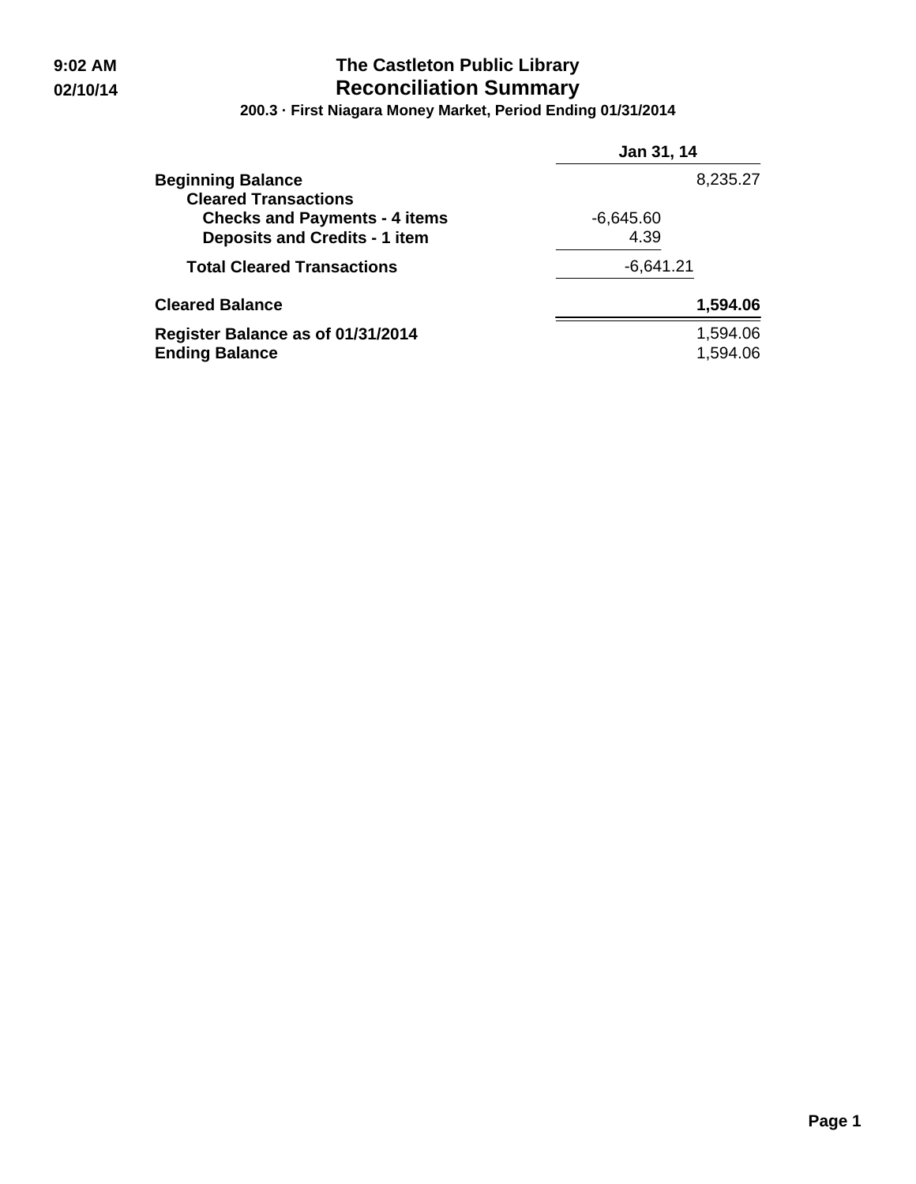9:02 AM
02/10/14

# The Castleton Public Library
## Reconciliation Summary
### 200.3 · First Niagara Money Market, Period Ending 01/31/2014

| | | Jan 31, 14 |
|---|---|---|
| **Beginning Balance** | | 8,235.27 |
| **Cleared Transactions** | | |
| **Checks and Payments - 4 items** | -6,645.60 | |
| **Deposits and Credits - 1 item** | 4.39 | |
| **Total Cleared Transactions** | -6,641.21 | |
| **Cleared Balance** | | **1,594.06** |
| **Register Balance as of 01/31/2014** | | 1,594.06 |
| **Ending Balance** | | 1,594.06 |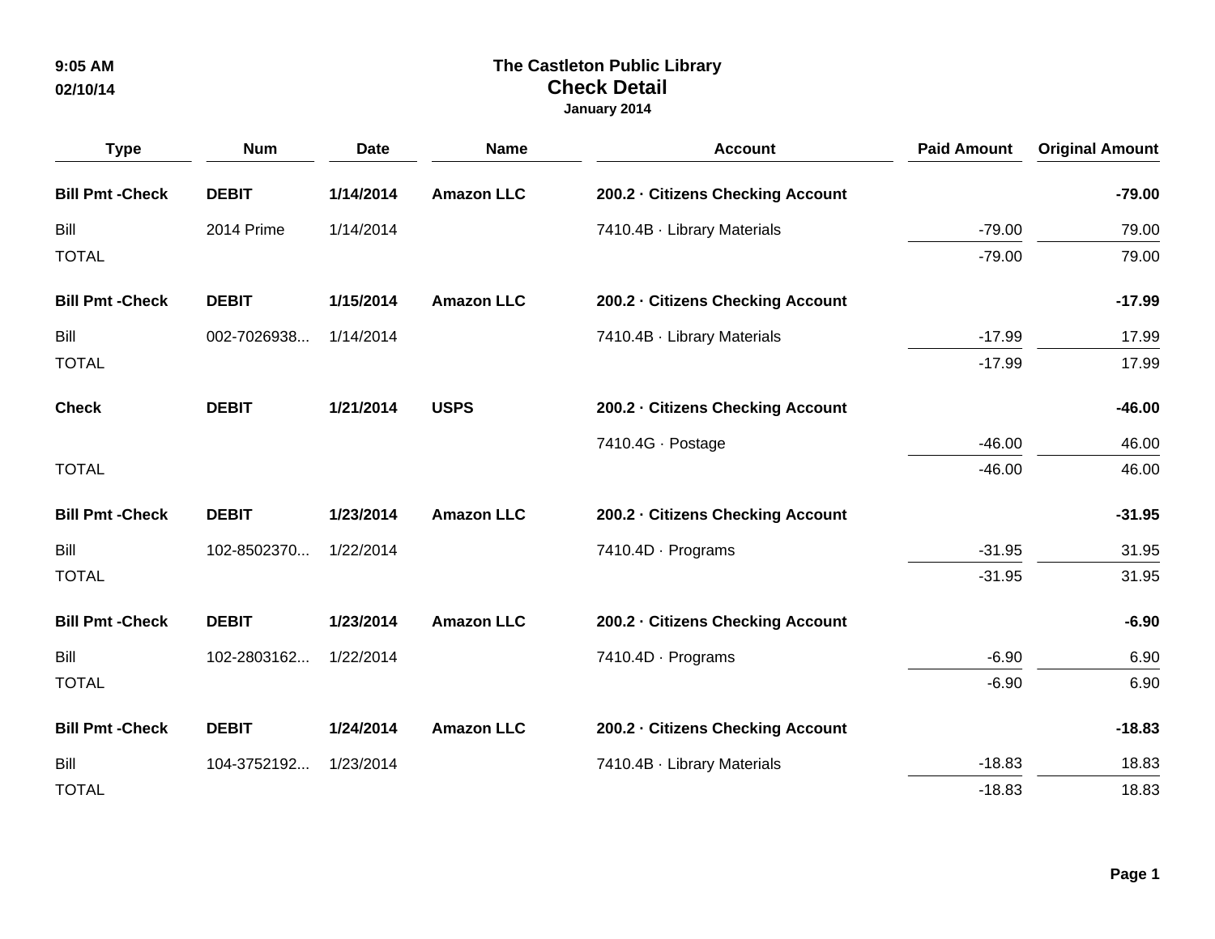9:05 AM
02/10/14

# The Castleton Public Library
## Check Detail
### January 2014

| Type | Num | Date | Name | Account | Paid Amount | Original Amount |
|---|---|---|---|---|---|---|
| **Bill Pmt -Check** | **DEBIT** | **1/14/2014** | **Amazon LLC** | **200.2 · Citizens Checking Account** | | **-79.00** |
| Bill | 2014 Prime | 1/14/2014 | | 7410.4B · Library Materials | -79.00 | 79.00 |
| TOTAL | | | | | -79.00 | 79.00 |
| **Bill Pmt -Check** | **DEBIT** | **1/15/2014** | **Amazon LLC** | **200.2 · Citizens Checking Account** | | **-17.99** |
| Bill | 002-7026938... | 1/14/2014 | | 7410.4B · Library Materials | -17.99 | 17.99 |
| TOTAL | | | | | -17.99 | 17.99 |
| **Check** | **DEBIT** | **1/21/2014** | **USPS** | **200.2 · Citizens Checking Account** | | **-46.00** |
| | | | | 7410.4G · Postage | -46.00 | 46.00 |
| TOTAL | | | | | -46.00 | 46.00 |
| **Bill Pmt -Check** | **DEBIT** | **1/23/2014** | **Amazon LLC** | **200.2 · Citizens Checking Account** | | **-31.95** |
| Bill | 102-8502370... | 1/22/2014 | | 7410.4D · Programs | -31.95 | 31.95 |
| TOTAL | | | | | -31.95 | 31.95 |
| **Bill Pmt -Check** | **DEBIT** | **1/23/2014** | **Amazon LLC** | **200.2 · Citizens Checking Account** | | **-6.90** |
| Bill | 102-2803162... | 1/22/2014 | | 7410.4D · Programs | -6.90 | 6.90 |
| TOTAL | | | | | -6.90 | 6.90 |
| **Bill Pmt -Check** | **DEBIT** | **1/24/2014** | **Amazon LLC** | **200.2 · Citizens Checking Account** | | **-18.83** |
| Bill | 104-3752192... | 1/23/2014 | | 7410.4B · Library Materials | -18.83 | 18.83 |
| TOTAL | | | | | -18.83 | 18.83 |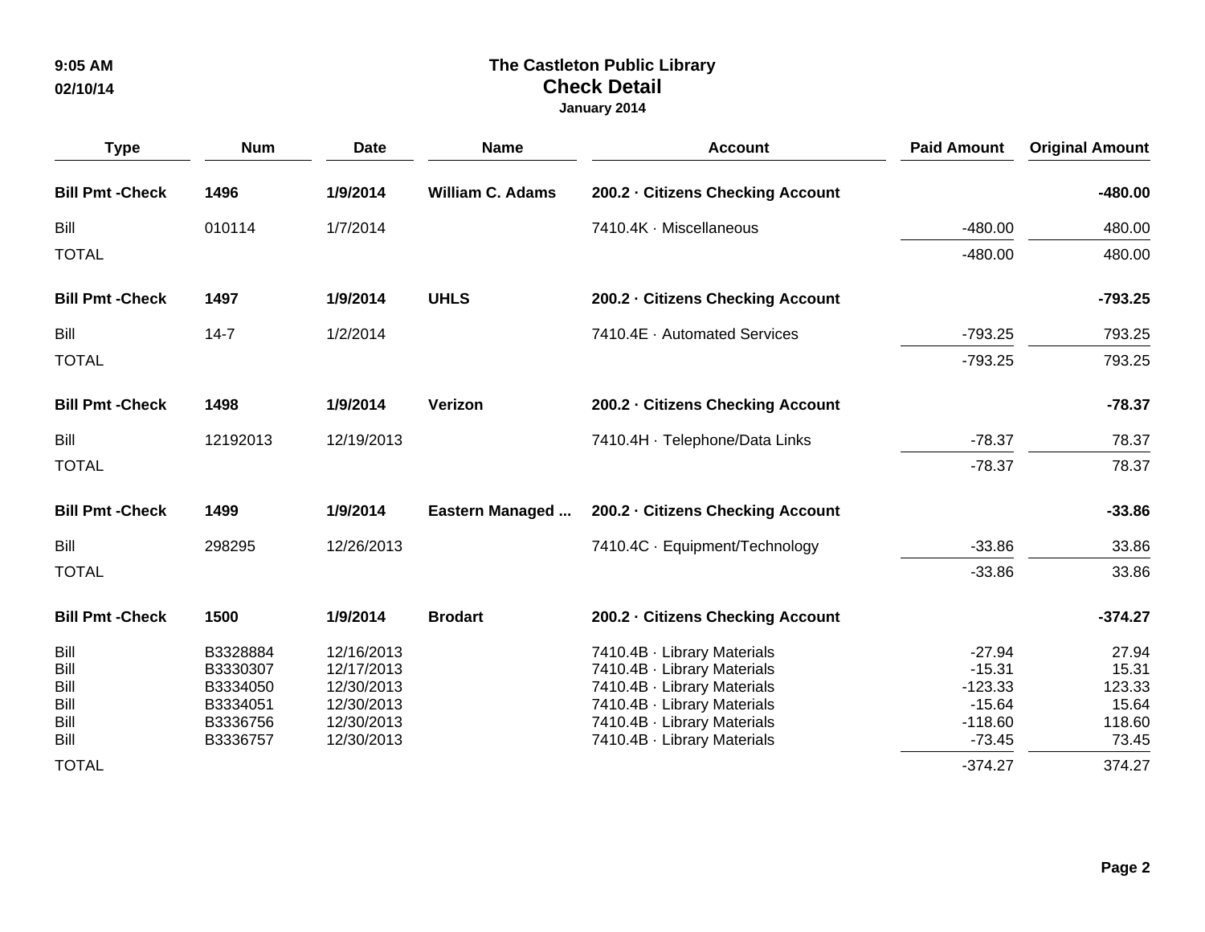# The Castleton Public Library

## Check Detail

### January 2014

| Type | Num | Date | Name | Account | Paid Amount | Original Amount |
|---|---|---|---|---|---|---|
| **Bill Pmt -Check** | **1496** | **1/9/2014** | **William C. Adams** | **200.2 · Citizens Checking Account** | | **-480.00** |
| Bill | 010114 | 1/7/2014 | | 7410.4K · Miscellaneous | -480.00 | 480.00 |
| TOTAL | | | | | -480.00 | 480.00 |
| **Bill Pmt -Check** | **1497** | **1/9/2014** | **UHLS** | **200.2 · Citizens Checking Account** | | **-793.25** |
| Bill | 14-7 | 1/2/2014 | | 7410.4E · Automated Services | -793.25 | 793.25 |
| TOTAL | | | | | -793.25 | 793.25 |
| **Bill Pmt -Check** | **1498** | **1/9/2014** | **Verizon** | **200.2 · Citizens Checking Account** | | **-78.37** |
| Bill | 12192013 | 12/19/2013 | | 7410.4H · Telephone/Data Links | -78.37 | 78.37 |
| TOTAL | | | | | -78.37 | 78.37 |
| **Bill Pmt -Check** | **1499** | **1/9/2014** | **Eastern Managed ...** | **200.2 · Citizens Checking Account** | | **-33.86** |
| Bill | 298295 | 12/26/2013 | | 7410.4C · Equipment/Technology | -33.86 | 33.86 |
| TOTAL | | | | | -33.86 | 33.86 |
| **Bill Pmt -Check** | **1500** | **1/9/2014** | **Brodart** | **200.2 · Citizens Checking Account** | | **-374.27** |
| Bill | B3328884 | 12/16/2013 | | 7410.4B · Library Materials | -27.94 | 27.94 |
| Bill | B3330307 | 12/17/2013 | | 7410.4B · Library Materials | -15.31 | 15.31 |
| Bill | B3334050 | 12/30/2013 | | 7410.4B · Library Materials | -123.33 | 123.33 |
| Bill | B3334051 | 12/30/2013 | | 7410.4B · Library Materials | -15.64 | 15.64 |
| Bill | B3336756 | 12/30/2013 | | 7410.4B · Library Materials | -118.60 | 118.60 |
| Bill | B3336757 | 12/30/2013 | | 7410.4B · Library Materials | -73.45 | 73.45 |
| TOTAL | | | | | -374.27 | 374.27 |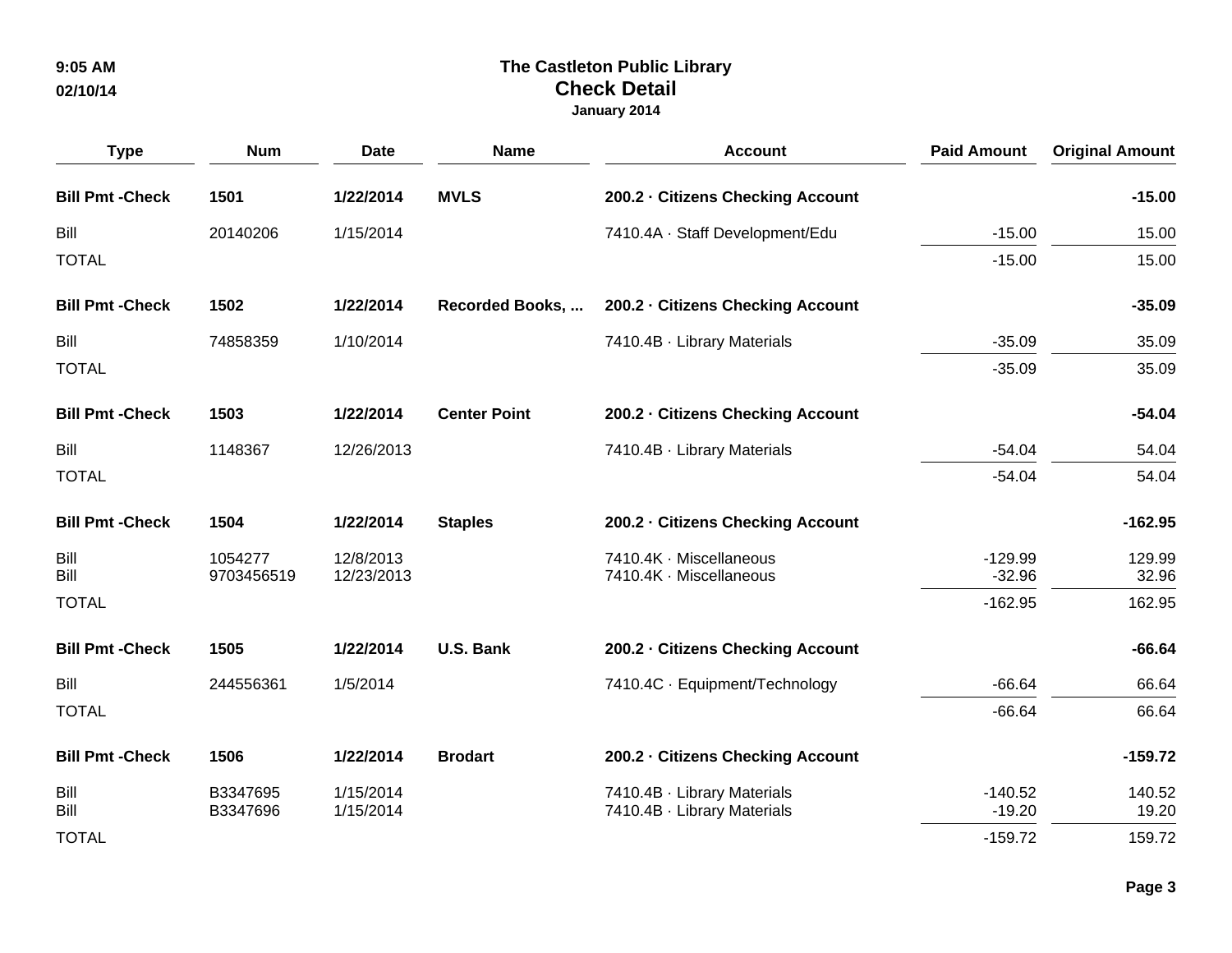# The Castleton Public Library

## Check Detail

**January 2014**

| Type | Num | Date | Name | Account | Paid Amount | Original Amount |
|---|---|---|---|---|---|---|
| **Bill Pmt -Check** | **1501** | **1/22/2014** | **MVLS** | **200.2 · Citizens Checking Account** | | **-15.00** |
| Bill | 20140206 | 1/15/2014 | | 7410.4A · Staff Development/Edu | -15.00 | 15.00 |
| TOTAL | | | | | -15.00 | 15.00 |
| **Bill Pmt -Check** | **1502** | **1/22/2014** | **Recorded Books, ...** | **200.2 · Citizens Checking Account** | | **-35.09** |
| Bill | 74858359 | 1/10/2014 | | 7410.4B · Library Materials | -35.09 | 35.09 |
| TOTAL | | | | | -35.09 | 35.09 |
| **Bill Pmt -Check** | **1503** | **1/22/2014** | **Center Point** | **200.2 · Citizens Checking Account** | | **-54.04** |
| Bill | 1148367 | 12/26/2013 | | 7410.4B · Library Materials | -54.04 | 54.04 |
| TOTAL | | | | | -54.04 | 54.04 |
| **Bill Pmt -Check** | **1504** | **1/22/2014** | **Staples** | **200.2 · Citizens Checking Account** | | **-162.95** |
| Bill | 1054277 | 12/8/2013 | | 7410.4K · Miscellaneous | -129.99 | 129.99 |
| Bill | 9703456519 | 12/23/2013 | | 7410.4K · Miscellaneous | -32.96 | 32.96 |
| TOTAL | | | | | -162.95 | 162.95 |
| **Bill Pmt -Check** | **1505** | **1/22/2014** | **U.S. Bank** | **200.2 · Citizens Checking Account** | | **-66.64** |
| Bill | 244556361 | 1/5/2014 | | 7410.4C · Equipment/Technology | -66.64 | 66.64 |
| TOTAL | | | | | -66.64 | 66.64 |
| **Bill Pmt -Check** | **1506** | **1/22/2014** | **Brodart** | **200.2 · Citizens Checking Account** | | **-159.72** |
| Bill | B3347695 | 1/15/2014 | | 7410.4B · Library Materials | -140.52 | 140.52 |
| Bill | B3347696 | 1/15/2014 | | 7410.4B · Library Materials | -19.20 | 19.20 |
| TOTAL | | | | | -159.72 | 159.72 |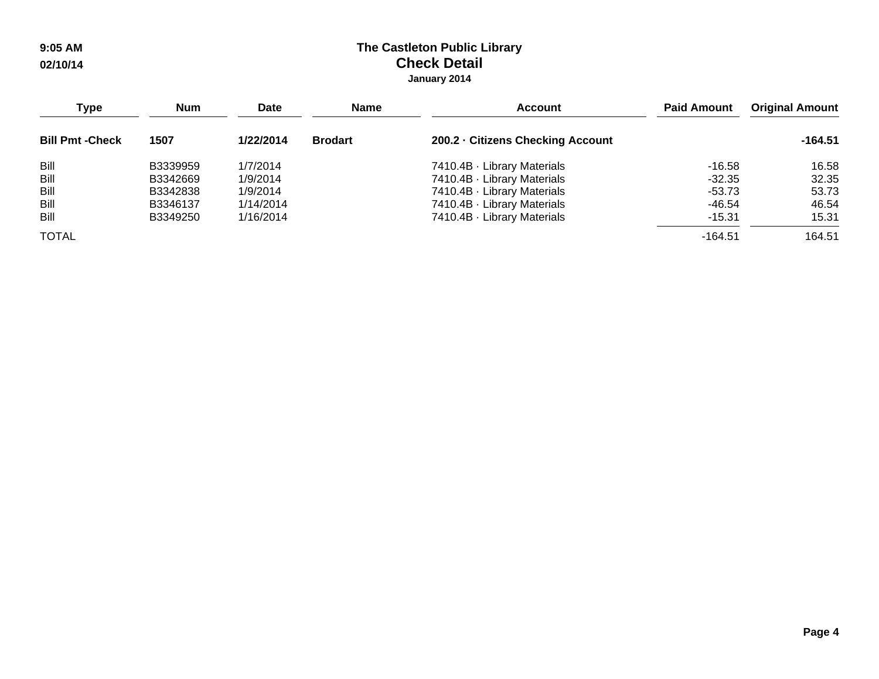# The Castleton Public Library

## Check Detail

**January 2014**

| Type | Num | Date | Name | Account | Paid Amount | Original Amount |
|---|---|---|---|---|---|---|
| **Bill Pmt -Check** | **1507** | **1/22/2014** | **Brodart** | **200.2 · Citizens Checking Account** | | **-164.51** |
| Bill | B3339959 | 1/7/2014 | | 7410.4B · Library Materials | -16.58 | 16.58 |
| Bill | B3342669 | 1/9/2014 | | 7410.4B · Library Materials | -32.35 | 32.35 |
| Bill | B3342838 | 1/9/2014 | | 7410.4B · Library Materials | -53.73 | 53.73 |
| Bill | B3346137 | 1/14/2014 | | 7410.4B · Library Materials | -46.54 | 46.54 |
| Bill | B3349250 | 1/16/2014 | | 7410.4B · Library Materials | -15.31 | 15.31 |
| TOTAL | | | | | -164.51 | 164.51 |